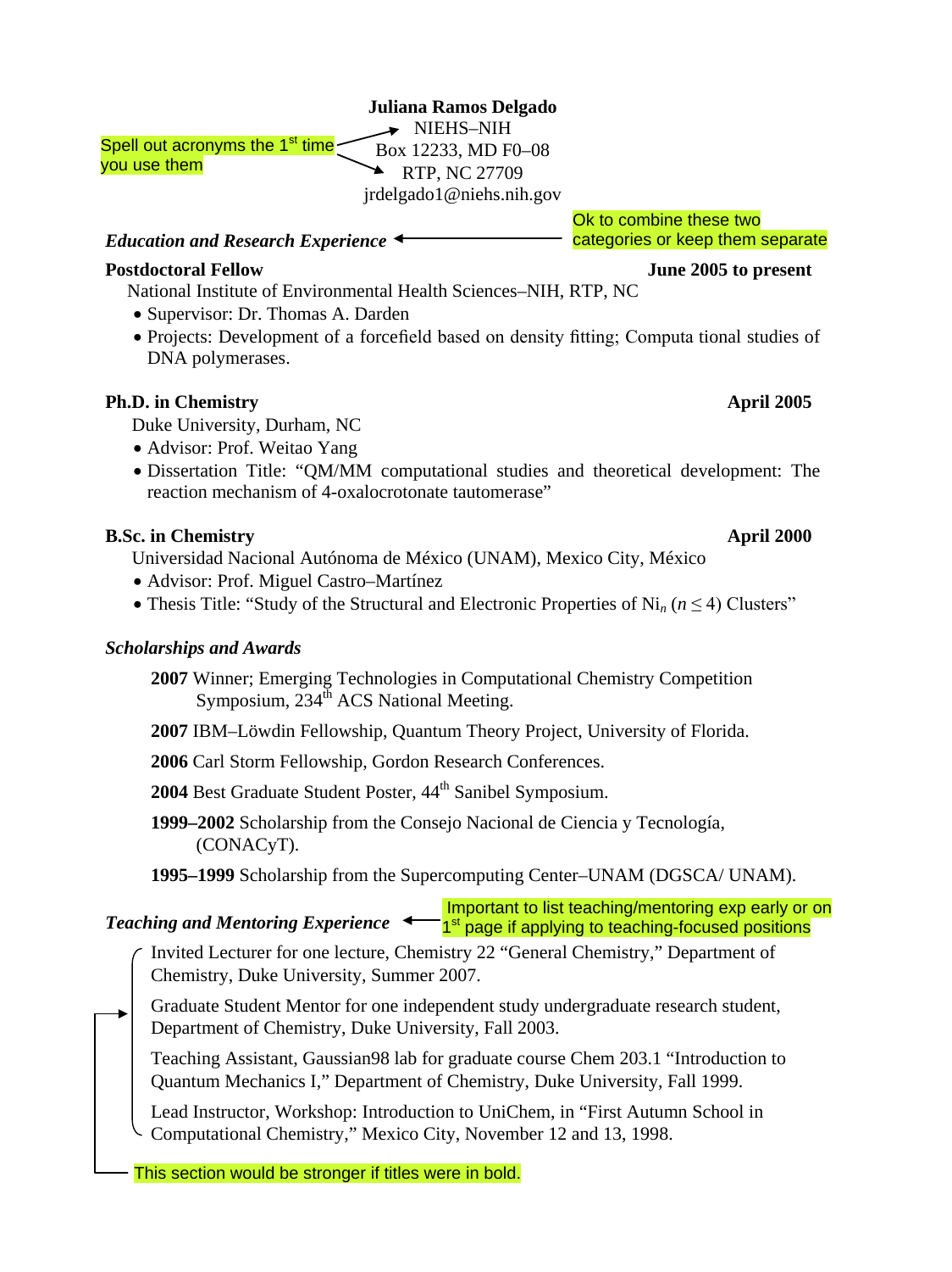**Juliana Ramos Delgado**
NIEHS–NIH
Box 12233, MD F0–08
RTP, NC 27709
jrdelgado1@niehs.nih.gov

Spell out acronyms the 1st time you use them

### *Education and Research Experience*

Ok to combine these two categories or keep them separate

**Postdoctoral Fellow** **June 2005 to present**
National Institute of Environmental Health Sciences–NIH, RTP, NC

- Supervisor: Dr. Thomas A. Darden
- Projects: Development of a forcefield based on density fitting; Computa tional studies of DNA polymerases.

**Ph.D. in Chemistry** **April 2005**
Duke University, Durham, NC

- Advisor: Prof. Weitao Yang
- Dissertation Title: "QM/MM computational studies and theoretical development: The reaction mechanism of 4-oxalocrotonate tautomerase"

**B.Sc. in Chemistry** **April 2000**
Universidad Nacional Autónoma de México (UNAM), Mexico City, México

- Advisor: Prof. Miguel Castro–Martínez
- Thesis Title: "Study of the Structural and Electronic Properties of $Ni_n$ ($n \leq 4$) Clusters"

### *Scholarships and Awards*

**2007** Winner; Emerging Technologies in Computational Chemistry Competition Symposium, 234th ACS National Meeting.

**2007** IBM–Löwdin Fellowship, Quantum Theory Project, University of Florida.

**2006** Carl Storm Fellowship, Gordon Research Conferences.

**2004** Best Graduate Student Poster, 44th Sanibel Symposium.

**1999–2002** Scholarship from the Consejo Nacional de Ciencia y Tecnología, (CONACyT).

**1995–1999** Scholarship from the Supercomputing Center–UNAM (DGSCA/ UNAM).

### *Teaching and Mentoring Experience*

Important to list teaching/mentoring exp early or on 1st page if applying to teaching-focused positions

Invited Lecturer for one lecture, Chemistry 22 "General Chemistry," Department of Chemistry, Duke University, Summer 2007.

Graduate Student Mentor for one independent study undergraduate research student, Department of Chemistry, Duke University, Fall 2003.

Teaching Assistant, Gaussian98 lab for graduate course Chem 203.1 "Introduction to Quantum Mechanics I," Department of Chemistry, Duke University, Fall 1999.

Lead Instructor, Workshop: Introduction to UniChem, in "First Autumn School in Computational Chemistry," Mexico City, November 12 and 13, 1998.

This section would be stronger if titles were in bold.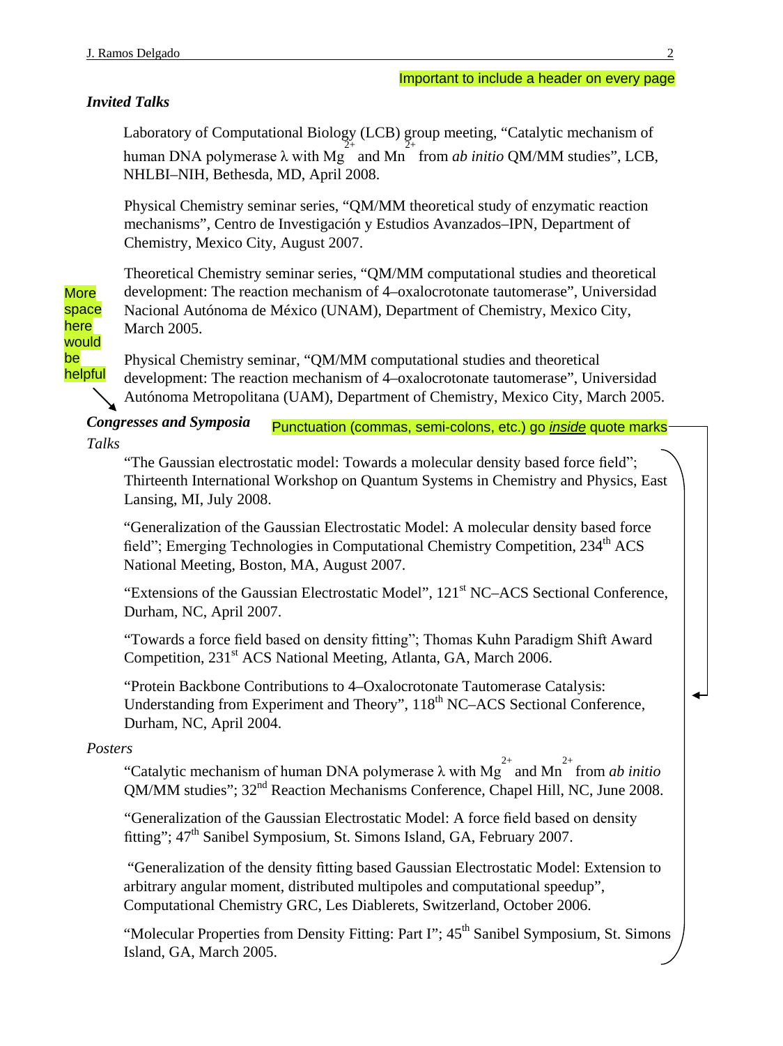Important to include a header on every page

### *Invited Talks*

Laboratory of Computational Biology (LCB) group meeting, "Catalytic mechanism of human DNA polymerase λ with $Mg^{2+}$ and $Mn^{2+}$ from *ab initio* QM/MM studies", LCB, NHLBI–NIH, Bethesda, MD, April 2008.

Physical Chemistry seminar series, "QM/MM theoretical study of enzymatic reaction mechanisms", Centro de Investigación y Estudios Avanzados–IPN, Department of Chemistry, Mexico City, August 2007.

Theoretical Chemistry seminar series, "QM/MM computational studies and theoretical development: The reaction mechanism of 4–oxalocrotonate tautomerase", Universidad Nacional Autónoma de México (UNAM), Department of Chemistry, Mexico City, March 2005.

More space here would be helpful

Physical Chemistry seminar, "QM/MM computational studies and theoretical development: The reaction mechanism of 4–oxalocrotonate tautomerase", Universidad Autónoma Metropolitana (UAM), Department of Chemistry, Mexico City, March 2005.

### *Congresses and Symposia*

Punctuation (commas, semi-colons, etc.) go *inside* quote marks

*Talks*

"The Gaussian electrostatic model: Towards a molecular density based force field"; Thirteenth International Workshop on Quantum Systems in Chemistry and Physics, East Lansing, MI, July 2008.

"Generalization of the Gaussian Electrostatic Model: A molecular density based force field"; Emerging Technologies in Computational Chemistry Competition, 234th ACS National Meeting, Boston, MA, August 2007.

"Extensions of the Gaussian Electrostatic Model", 121st NC–ACS Sectional Conference, Durham, NC, April 2007.

"Towards a force field based on density fitting"; Thomas Kuhn Paradigm Shift Award Competition, 231st ACS National Meeting, Atlanta, GA, March 2006.

"Protein Backbone Contributions to 4–Oxalocrotonate Tautomerase Catalysis: Understanding from Experiment and Theory", 118th NC–ACS Sectional Conference, Durham, NC, April 2004.

*Posters*

"Catalytic mechanism of human DNA polymerase λ with $Mg^{2+}$ and $Mn^{2+}$ from *ab initio* QM/MM studies"; 32nd Reaction Mechanisms Conference, Chapel Hill, NC, June 2008.

"Generalization of the Gaussian Electrostatic Model: A force field based on density fitting"; 47th Sanibel Symposium, St. Simons Island, GA, February 2007.

"Generalization of the density fitting based Gaussian Electrostatic Model: Extension to arbitrary angular moment, distributed multipoles and computational speedup", Computational Chemistry GRC, Les Diablerets, Switzerland, October 2006.

"Molecular Properties from Density Fitting: Part I"; 45th Sanibel Symposium, St. Simons Island, GA, March 2005.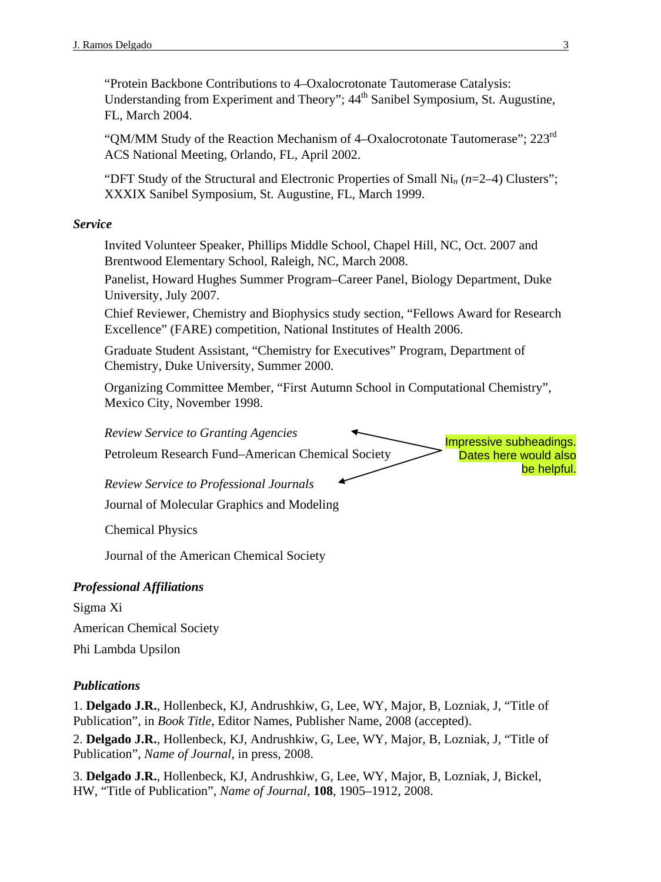"Protein Backbone Contributions to 4–Oxalocrotonate Tautomerase Catalysis: Understanding from Experiment and Theory"; 44th Sanibel Symposium, St. Augustine, FL, March 2004.

"QM/MM Study of the Reaction Mechanism of 4–Oxalocrotonate Tautomerase"; 223rd ACS National Meeting, Orlando, FL, April 2002.

"DFT Study of the Structural and Electronic Properties of Small $Ni_n$ ($n$=2–4) Clusters"; XXXIX Sanibel Symposium, St. Augustine, FL, March 1999.

***Service***

Invited Volunteer Speaker, Phillips Middle School, Chapel Hill, NC, Oct. 2007 and Brentwood Elementary School, Raleigh, NC, March 2008.

Panelist, Howard Hughes Summer Program–Career Panel, Biology Department, Duke University, July 2007.

Chief Reviewer, Chemistry and Biophysics study section, "Fellows Award for Research Excellence" (FARE) competition, National Institutes of Health 2006.

Graduate Student Assistant, "Chemistry for Executives" Program, Department of Chemistry, Duke University, Summer 2000.

Organizing Committee Member, "First Autumn School in Computational Chemistry", Mexico City, November 1998.

*Review Service to Granting Agencies*

Petroleum Research Fund–American Chemical Society

*Review Service to Professional Journals*

Journal of Molecular Graphics and Modeling

Chemical Physics

Journal of the American Chemical Society

Impressive subheadings. Dates here would also be helpful.

***Professional Affiliations***

Sigma Xi

American Chemical Society

Phi Lambda Upsilon

***Publications***

1. **Delgado J.R.**, Hollenbeck, KJ, Andrushkiw, G, Lee, WY, Major, B, Lozniak, J, "Title of Publication", in *Book Title*, Editor Names, Publisher Name, 2008 (accepted).

2. **Delgado J.R.**, Hollenbeck, KJ, Andrushkiw, G, Lee, WY, Major, B, Lozniak, J, "Title of Publication", *Name of Journal*, in press, 2008.

3. **Delgado J.R.**, Hollenbeck, KJ, Andrushkiw, G, Lee, WY, Major, B, Lozniak, J, Bickel, HW, "Title of Publication", *Name of Journal*, **108**, 1905–1912, 2008.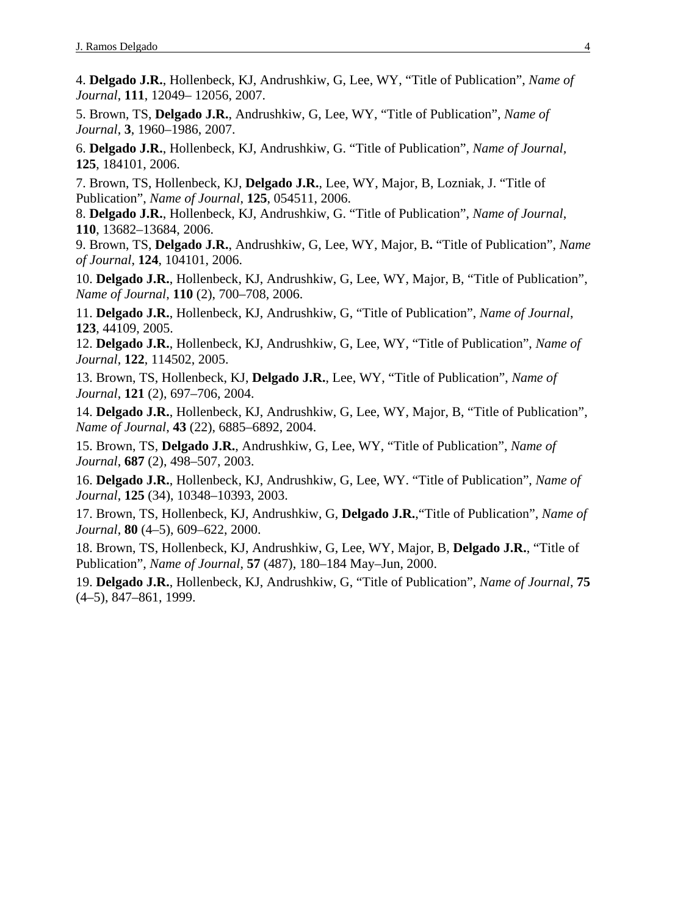4. **Delgado J.R.**, Hollenbeck, KJ, Andrushkiw, G, Lee, WY, "Title of Publication", *Name of Journal*, **111**, 12049– 12056, 2007.

5. Brown, TS, **Delgado J.R.**, Andrushkiw, G, Lee, WY, "Title of Publication", *Name of Journal*, **3**, 1960–1986, 2007.

6. **Delgado J.R.**, Hollenbeck, KJ, Andrushkiw, G. "Title of Publication", *Name of Journal*, **125**, 184101, 2006.

7. Brown, TS, Hollenbeck, KJ, **Delgado J.R.**, Lee, WY, Major, B, Lozniak, J. "Title of Publication", *Name of Journal*, **125**, 054511, 2006.

8. **Delgado J.R.**, Hollenbeck, KJ, Andrushkiw, G. "Title of Publication", *Name of Journal*, **110**, 13682–13684, 2006.

9. Brown, TS, **Delgado J.R.**, Andrushkiw, G, Lee, WY, Major, B**.** "Title of Publication", *Name of Journal*, **124**, 104101, 2006.

10. **Delgado J.R.**, Hollenbeck, KJ, Andrushkiw, G, Lee, WY, Major, B, "Title of Publication", *Name of Journal*, **110** (2), 700–708, 2006.

11. **Delgado J.R.**, Hollenbeck, KJ, Andrushkiw, G, "Title of Publication", *Name of Journal*, **123**, 44109, 2005.

12. **Delgado J.R.**, Hollenbeck, KJ, Andrushkiw, G, Lee, WY, "Title of Publication", *Name of Journal*, **122**, 114502, 2005.

13. Brown, TS, Hollenbeck, KJ, **Delgado J.R.**, Lee, WY, "Title of Publication", *Name of Journal*, **121** (2), 697–706, 2004.

14. **Delgado J.R.**, Hollenbeck, KJ, Andrushkiw, G, Lee, WY, Major, B, "Title of Publication", *Name of Journal*, **43** (22), 6885–6892, 2004.

15. Brown, TS, **Delgado J.R.**, Andrushkiw, G, Lee, WY, "Title of Publication", *Name of Journal*, **687** (2), 498–507, 2003.

16. **Delgado J.R.**, Hollenbeck, KJ, Andrushkiw, G, Lee, WY. "Title of Publication", *Name of Journal*, **125** (34), 10348–10393, 2003.

17. Brown, TS, Hollenbeck, KJ, Andrushkiw, G, **Delgado J.R.**,"Title of Publication", *Name of Journal*, **80** (4–5), 609–622, 2000.

18. Brown, TS, Hollenbeck, KJ, Andrushkiw, G, Lee, WY, Major, B, **Delgado J.R.**, "Title of Publication", *Name of Journal*, **57** (487), 180–184 May–Jun, 2000.

19. **Delgado J.R.**, Hollenbeck, KJ, Andrushkiw, G, "Title of Publication", *Name of Journal*, **75** (4–5), 847–861, 1999.